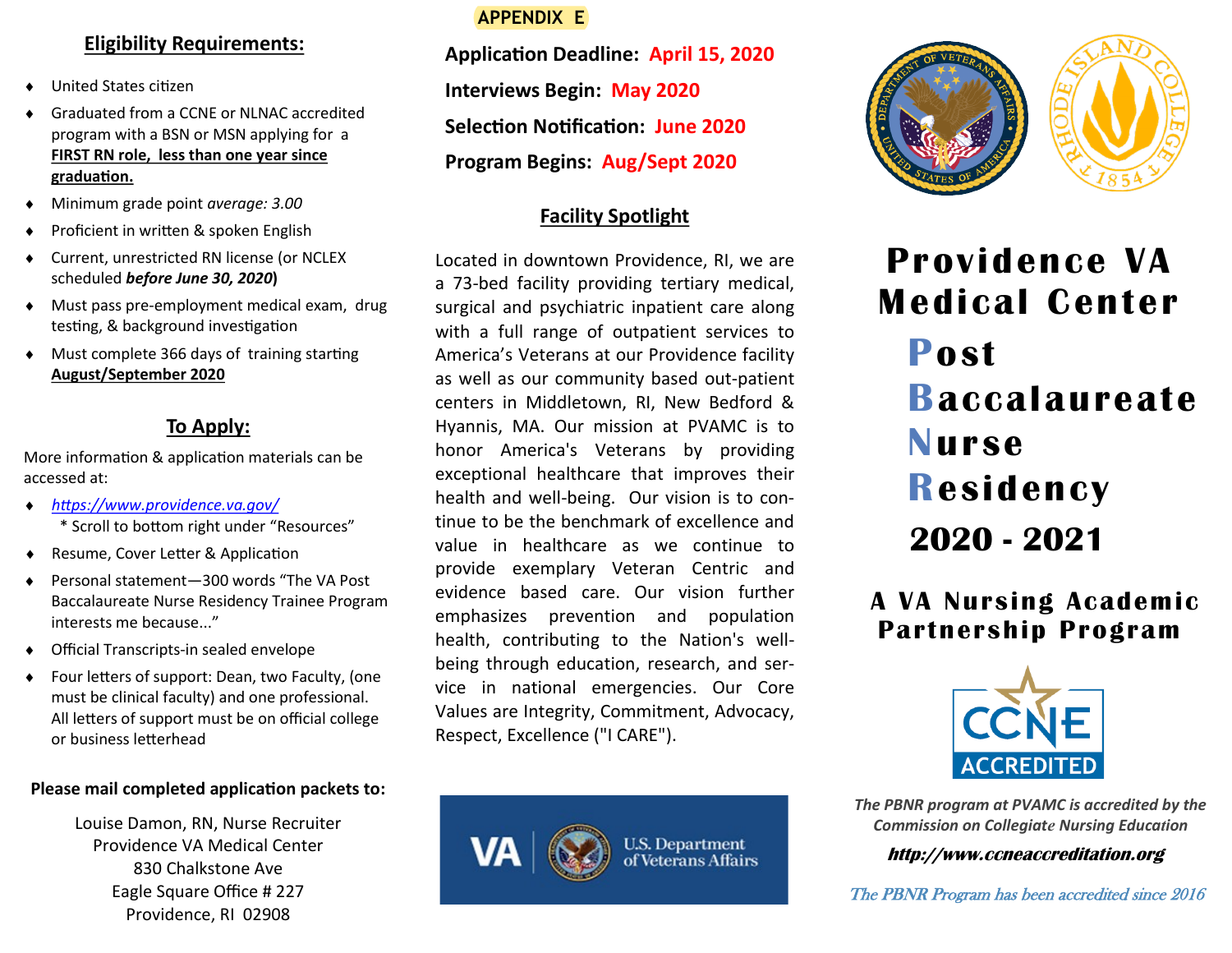## Eligibility Requirements:

- United States citizen
- Graduated from a CCNE or NLNAC accredited program with a BSN or MSN applying for a **FIRST RN role, less than one year since graduation.**
- Minimum grade point *average: 3.00*
- Proficient in written & spoken English
- Current, unrestricted RN license (or NCLEX scheduled ***before June 30, 2020***)
- Must pass pre-employment medical exam, drug testing, & background investigation
- Must complete 366 days of training starting **August/September 2020**

## To Apply:

More information & application materials can be accessed at:

- *https://www.providence.va.gov/*
  \* Scroll to bottom right under "Resources"
- Resume, Cover Letter & Application
- Personal statement—300 words "The VA Post Baccalaureate Nurse Residency Trainee Program interests me because..."
- Official Transcripts-in sealed envelope
- Four letters of support: Dean, two Faculty, (one must be clinical faculty) and one professional. All letters of support must be on official college or business letterhead

**Please mail completed application packets to:**

Louise Damon, RN, Nurse Recruiter
Providence VA Medical Center
830 Chalkstone Ave
Eagle Square Office # 227
Providence, RI 02908

APPENDIX E

**Application Deadline: April 15, 2020**

**Interviews Begin: May 2020**

**Selection Notification: June 2020**

**Program Begins: Aug/Sept 2020**

## Facility Spotlight

Located in downtown Providence, RI, we are a 73-bed facility providing tertiary medical, surgical and psychiatric inpatient care along with a full range of outpatient services to America's Veterans at our Providence facility as well as our community based out-patient centers in Middletown, RI, New Bedford & Hyannis, MA. Our mission at PVAMC is to honor America's Veterans by providing exceptional healthcare that improves their health and well-being. Our vision is to continue to be the benchmark of excellence and value in healthcare as we continue to provide exemplary Veteran Centric and evidence based care. Our vision further emphasizes prevention and population health, contributing to the Nation's well-being through education, research, and service in national emergencies. Our Core Values are Integrity, Commitment, Advocacy, Respect, Excellence ("I CARE").

VA U.S. Department of Veterans Affairs

# Providence VA Medical Center

# Post Baccalaureate Nurse Residency 2020 - 2021

## A VA Nursing Academic Partnership Program

CCNE ACCREDITED

*The PBNR program at PVAMC is accredited by the Commission on Collegiate Nursing Education*

***http://www.ccneaccreditation.org***

*The PBNR Program has been accredited since 2016*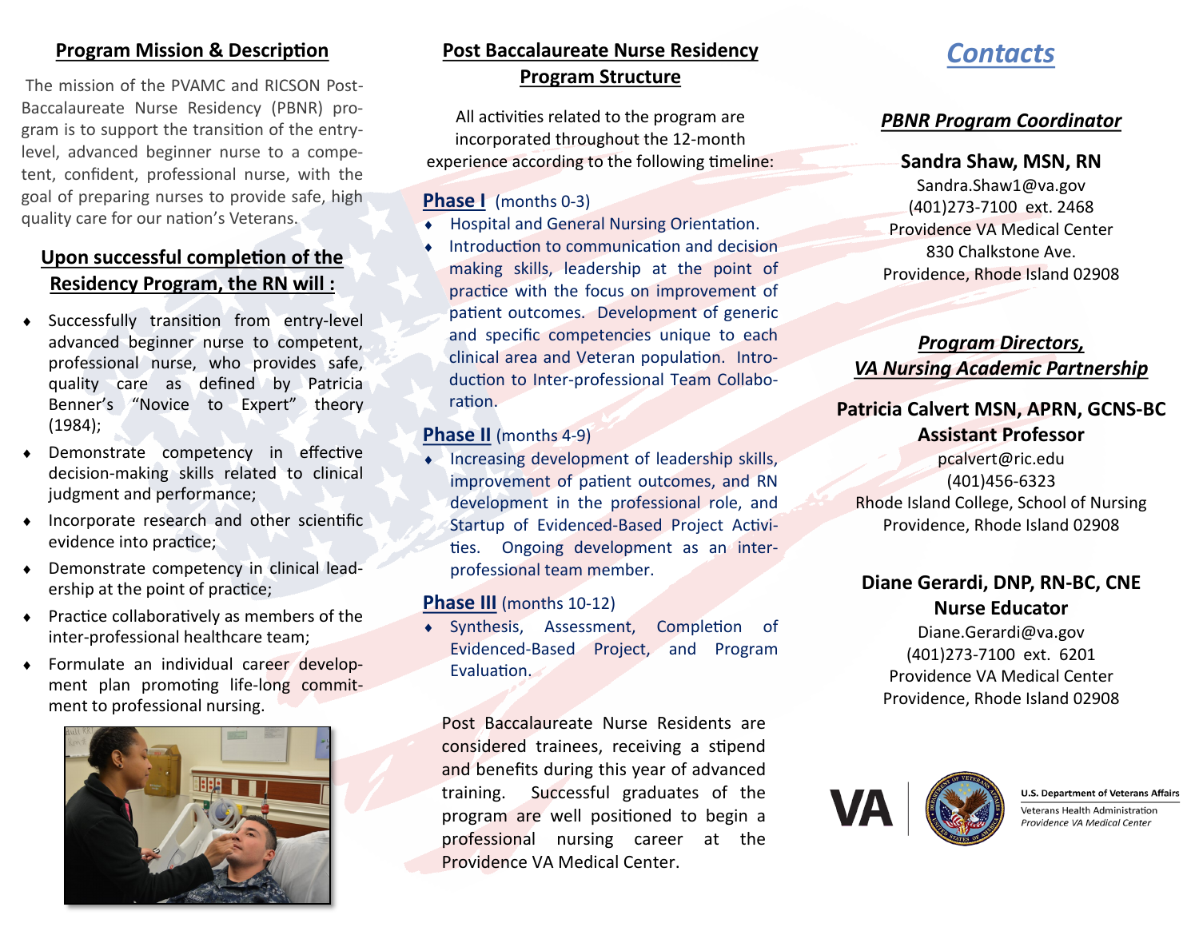## Program Mission & Description

The mission of the PVAMC and RICSON Post-Baccalaureate Nurse Residency (PBNR) program is to support the transition of the entry-level, advanced beginner nurse to a competent, confident, professional nurse, with the goal of preparing nurses to provide safe, high quality care for our nation's Veterans.

## Upon successful completion of the Residency Program, the RN will :

- Successfully transition from entry-level advanced beginner nurse to competent, professional nurse, who provides safe, quality care as defined by Patricia Benner's "Novice to Expert" theory (1984);
- Demonstrate competency in effective decision-making skills related to clinical judgment and performance;
- Incorporate research and other scientific evidence into practice;
- Demonstrate competency in clinical leadership at the point of practice;
- Practice collaboratively as members of the inter-professional healthcare team;
- Formulate an individual career development plan promoting life-long commitment to professional nursing.

## Post Baccalaureate Nurse Residency Program Structure

All activities related to the program are incorporated throughout the 12-month experience according to the following timeline:

**Phase I** (months 0-3)

- Hospital and General Nursing Orientation.
- Introduction to communication and decision making skills, leadership at the point of practice with the focus on improvement of patient outcomes. Development of generic and specific competencies unique to each clinical area and Veteran population. Introduction to Inter-professional Team Collaboration.

**Phase II** (months 4-9)

- Increasing development of leadership skills, improvement of patient outcomes, and RN development in the professional role, and Startup of Evidenced-Based Project Activities. Ongoing development as an inter-professional team member.

**Phase III** (months 10-12)

- Synthesis, Assessment, Completion of Evidenced-Based Project, and Program Evaluation.

Post Baccalaureate Nurse Residents are considered trainees, receiving a stipend and benefits during this year of advanced training. Successful graduates of the program are well positioned to begin a professional nursing career at the Providence VA Medical Center.

## *Contacts*

### *PBNR Program Coordinator*

**Sandra Shaw, MSN, RN**
Sandra.Shaw1@va.gov
(401)273-7100 ext. 2468
Providence VA Medical Center
830 Chalkstone Ave.
Providence, Rhode Island 02908

### *Program Directors, VA Nursing Academic Partnership*

**Patricia Calvert MSN, APRN, GCNS-BC**
**Assistant Professor**
pcalvert@ric.edu
(401)456-6323
Rhode Island College, School of Nursing
Providence, Rhode Island 02908

**Diane Gerardi, DNP, RN-BC, CNE**
**Nurse Educator**
Diane.Gerardi@va.gov
(401)273-7100 ext. 6201
Providence VA Medical Center
Providence, Rhode Island 02908

VA
U.S. Department of Veterans Affairs
Veterans Health Administration
*Providence VA Medical Center*